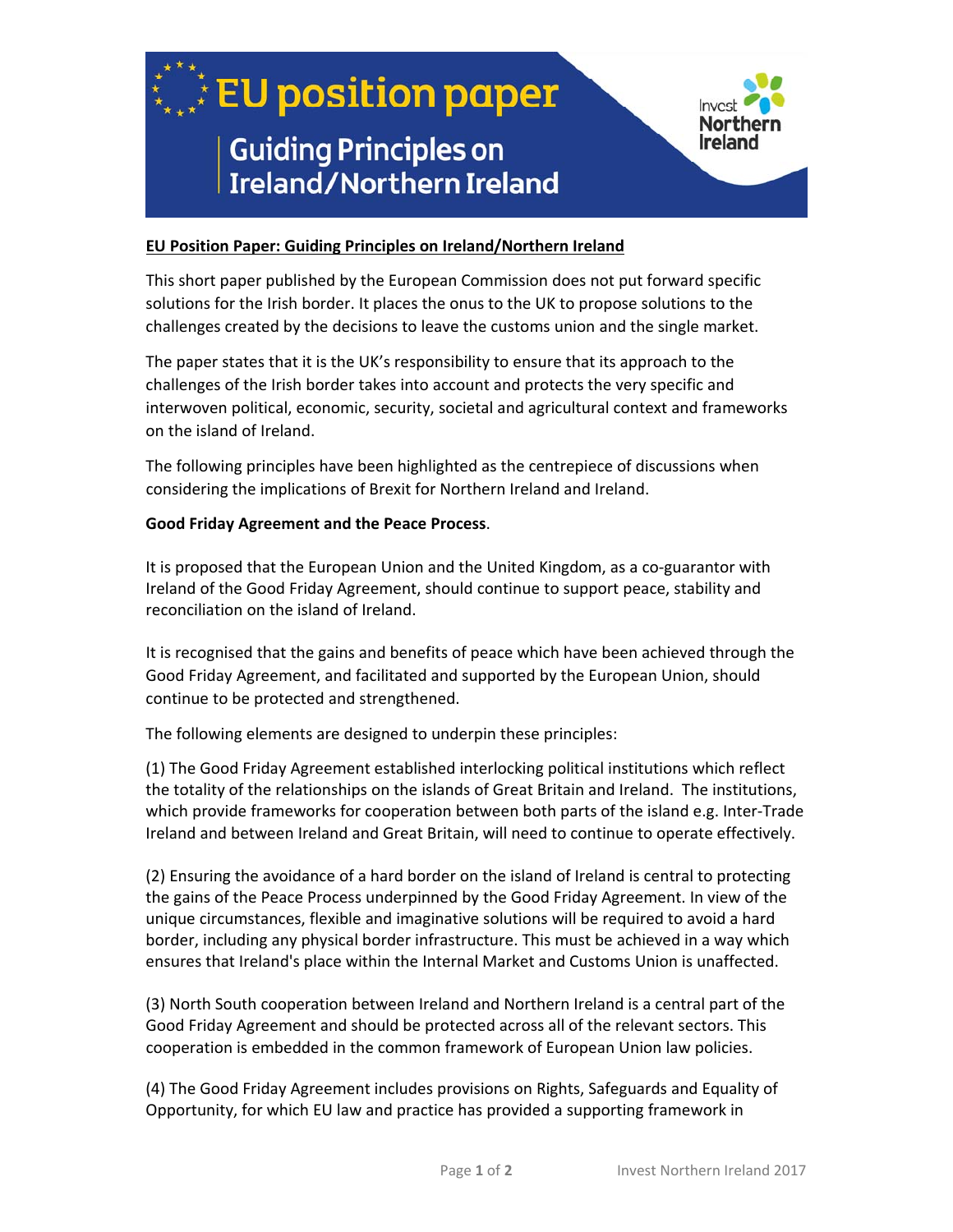# EU position paper

## Guiding Principles on Ireland/Northern Ireland

**EU Position Paper: Guiding Principles on Ireland/Northern Ireland**

This short paper published by the European Commission does not put forward specific solutions for the Irish border. It places the onus to the UK to propose solutions to the challenges created by the decisions to leave the customs union and the single market.

The paper states that it is the UK's responsibility to ensure that its approach to the challenges of the Irish border takes into account and protects the very specific and interwoven political, economic, security, societal and agricultural context and frameworks on the island of Ireland.

The following principles have been highlighted as the centrepiece of discussions when considering the implications of Brexit for Northern Ireland and Ireland.

**Good Friday Agreement and the Peace Process**.

It is proposed that the European Union and the United Kingdom, as a co-guarantor with Ireland of the Good Friday Agreement, should continue to support peace, stability and reconciliation on the island of Ireland.

It is recognised that the gains and benefits of peace which have been achieved through the Good Friday Agreement, and facilitated and supported by the European Union, should continue to be protected and strengthened.

The following elements are designed to underpin these principles:

(1) The Good Friday Agreement established interlocking political institutions which reflect the totality of the relationships on the islands of Great Britain and Ireland. The institutions, which provide frameworks for cooperation between both parts of the island e.g. Inter-Trade Ireland and between Ireland and Great Britain, will need to continue to operate effectively.

(2) Ensuring the avoidance of a hard border on the island of Ireland is central to protecting the gains of the Peace Process underpinned by the Good Friday Agreement. In view of the unique circumstances, flexible and imaginative solutions will be required to avoid a hard border, including any physical border infrastructure. This must be achieved in a way which ensures that Ireland's place within the Internal Market and Customs Union is unaffected.

(3) North South cooperation between Ireland and Northern Ireland is a central part of the Good Friday Agreement and should be protected across all of the relevant sectors. This cooperation is embedded in the common framework of European Union law policies.

(4) The Good Friday Agreement includes provisions on Rights, Safeguards and Equality of Opportunity, for which EU law and practice has provided a supporting framework in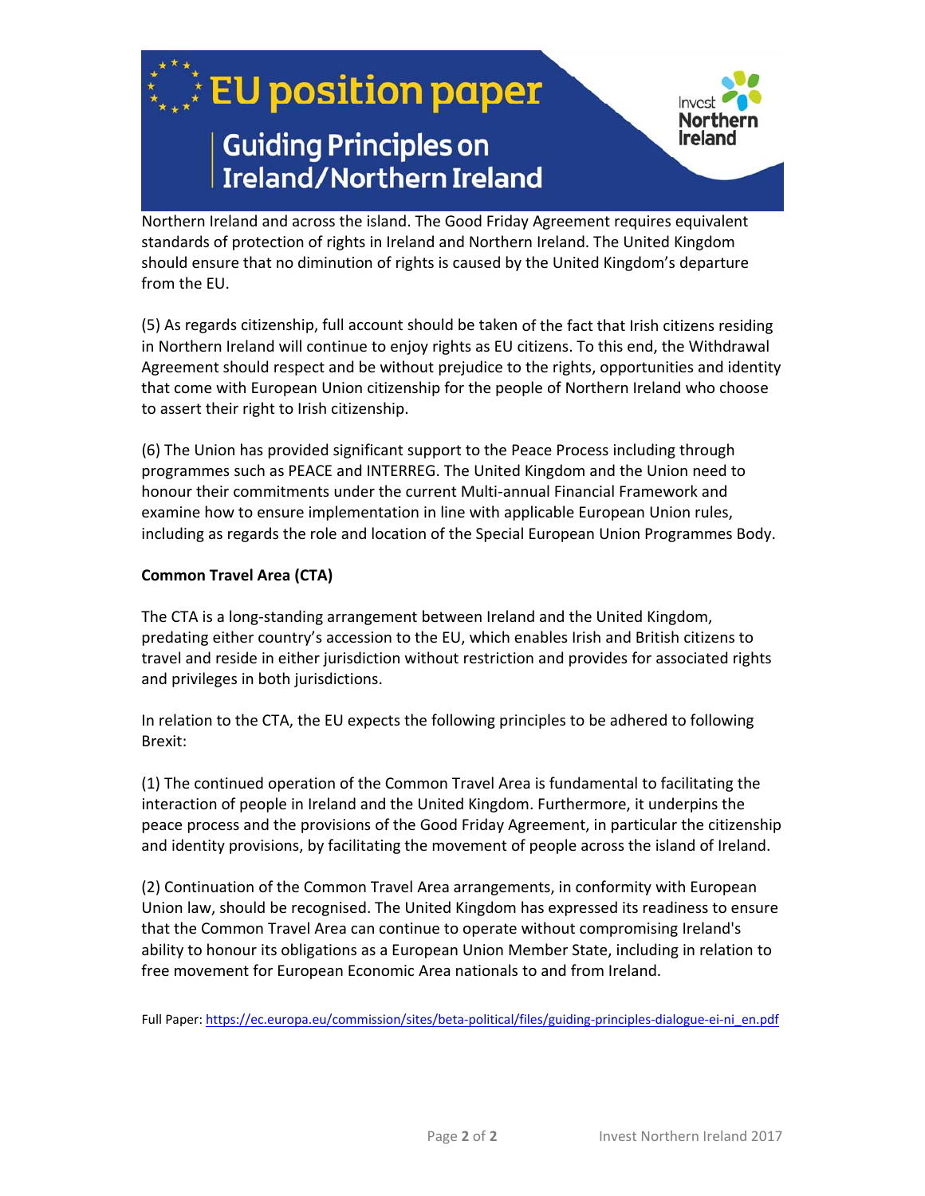Northern Ireland and across the island. The Good Friday Agreement requires equivalent standards of protection of rights in Ireland and Northern Ireland. The United Kingdom should ensure that no diminution of rights is caused by the United Kingdom's departure from the EU.

(5) As regards citizenship, full account should be taken of the fact that Irish citizens residing in Northern Ireland will continue to enjoy rights as EU citizens. To this end, the Withdrawal Agreement should respect and be without prejudice to the rights, opportunities and identity that come with European Union citizenship for the people of Northern Ireland who choose to assert their right to Irish citizenship.

(6) The Union has provided significant support to the Peace Process including through programmes such as PEACE and INTERREG. The United Kingdom and the Union need to honour their commitments under the current Multi-annual Financial Framework and examine how to ensure implementation in line with applicable European Union rules, including as regards the role and location of the Special European Union Programmes Body.

**Common Travel Area (CTA)**

The CTA is a long-standing arrangement between Ireland and the United Kingdom, predating either country's accession to the EU, which enables Irish and British citizens to travel and reside in either jurisdiction without restriction and provides for associated rights and privileges in both jurisdictions.

In relation to the CTA, the EU expects the following principles to be adhered to following Brexit:

(1) The continued operation of the Common Travel Area is fundamental to facilitating the interaction of people in Ireland and the United Kingdom. Furthermore, it underpins the peace process and the provisions of the Good Friday Agreement, in particular the citizenship and identity provisions, by facilitating the movement of people across the island of Ireland.

(2) Continuation of the Common Travel Area arrangements, in conformity with European Union law, should be recognised. The United Kingdom has expressed its readiness to ensure that the Common Travel Area can continue to operate without compromising Ireland's ability to honour its obligations as a European Union Member State, including in relation to free movement for European Economic Area nationals to and from Ireland.

Full Paper: https://ec.europa.eu/commission/sites/beta-political/files/guiding-principles-dialogue-ei-ni_en.pdf